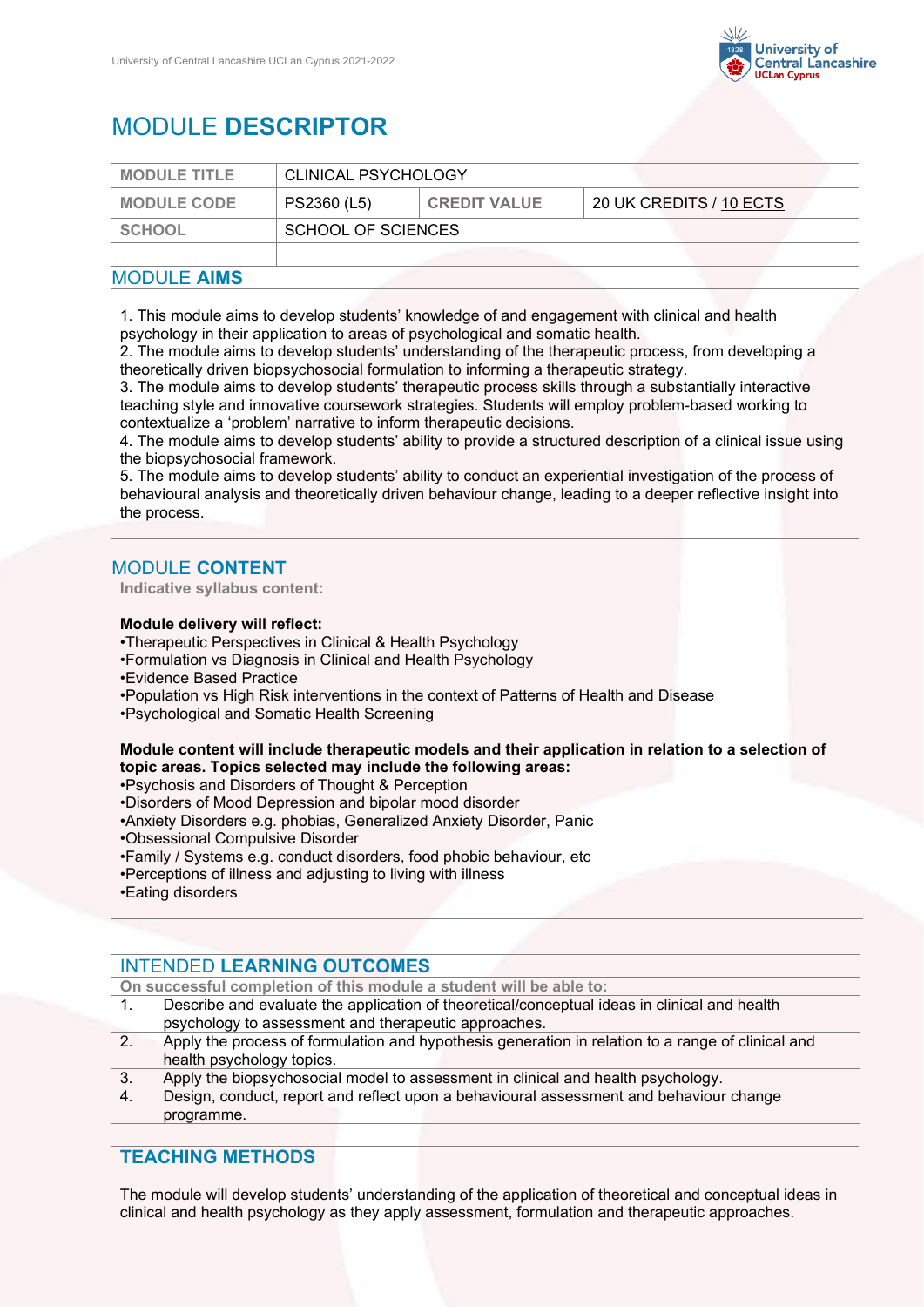# MODULE **DESCRIPTOR**

| MODULE TITLE | CLINICAL PSYCHOLOGY | | |
|---|---|---|---|
| MODULE CODE | PS2360 (L5) | CREDIT VALUE | 20 UK CREDITS / 10 ECTS |
| SCHOOL | SCHOOL OF SCIENCES | | |
| | | | |

## MODULE **AIMS**

1. This module aims to develop students' knowledge of and engagement with clinical and health psychology in their application to areas of psychological and somatic health.
2. The module aims to develop students' understanding of the therapeutic process, from developing a theoretically driven biopsychosocial formulation to informing a therapeutic strategy.
3. The module aims to develop students' therapeutic process skills through a substantially interactive teaching style and innovative coursework strategies. Students will employ problem-based working to contextualize a 'problem' narrative to inform therapeutic decisions.
4. The module aims to develop students' ability to provide a structured description of a clinical issue using the biopsychosocial framework.
5. The module aims to develop students' ability to conduct an experiential investigation of the process of behavioural analysis and theoretically driven behaviour change, leading to a deeper reflective insight into the process.

## MODULE **CONTENT**

**Indicative syllabus content:**

**Module delivery will reflect:**

- Therapeutic Perspectives in Clinical & Health Psychology
- Formulation vs Diagnosis in Clinical and Health Psychology
- Evidence Based Practice
- Population vs High Risk interventions in the context of Patterns of Health and Disease
- Psychological and Somatic Health Screening

**Module content will include therapeutic models and their application in relation to a selection of topic areas. Topics selected may include the following areas:**

- Psychosis and Disorders of Thought & Perception
- Disorders of Mood Depression and bipolar mood disorder
- Anxiety Disorders e.g. phobias, Generalized Anxiety Disorder, Panic
- Obsessional Compulsive Disorder
- Family / Systems e.g. conduct disorders, food phobic behaviour, etc
- Perceptions of illness and adjusting to living with illness
- Eating disorders

## INTENDED **LEARNING OUTCOMES**

**On successful completion of this module a student will be able to:**

1. Describe and evaluate the application of theoretical/conceptual ideas in clinical and health psychology to assessment and therapeutic approaches.
2. Apply the process of formulation and hypothesis generation in relation to a range of clinical and health psychology topics.
3. Apply the biopsychosocial model to assessment in clinical and health psychology.
4. Design, conduct, report and reflect upon a behavioural assessment and behaviour change programme.

## **TEACHING METHODS**

The module will develop students' understanding of the application of theoretical and conceptual ideas in clinical and health psychology as they apply assessment, formulation and therapeutic approaches.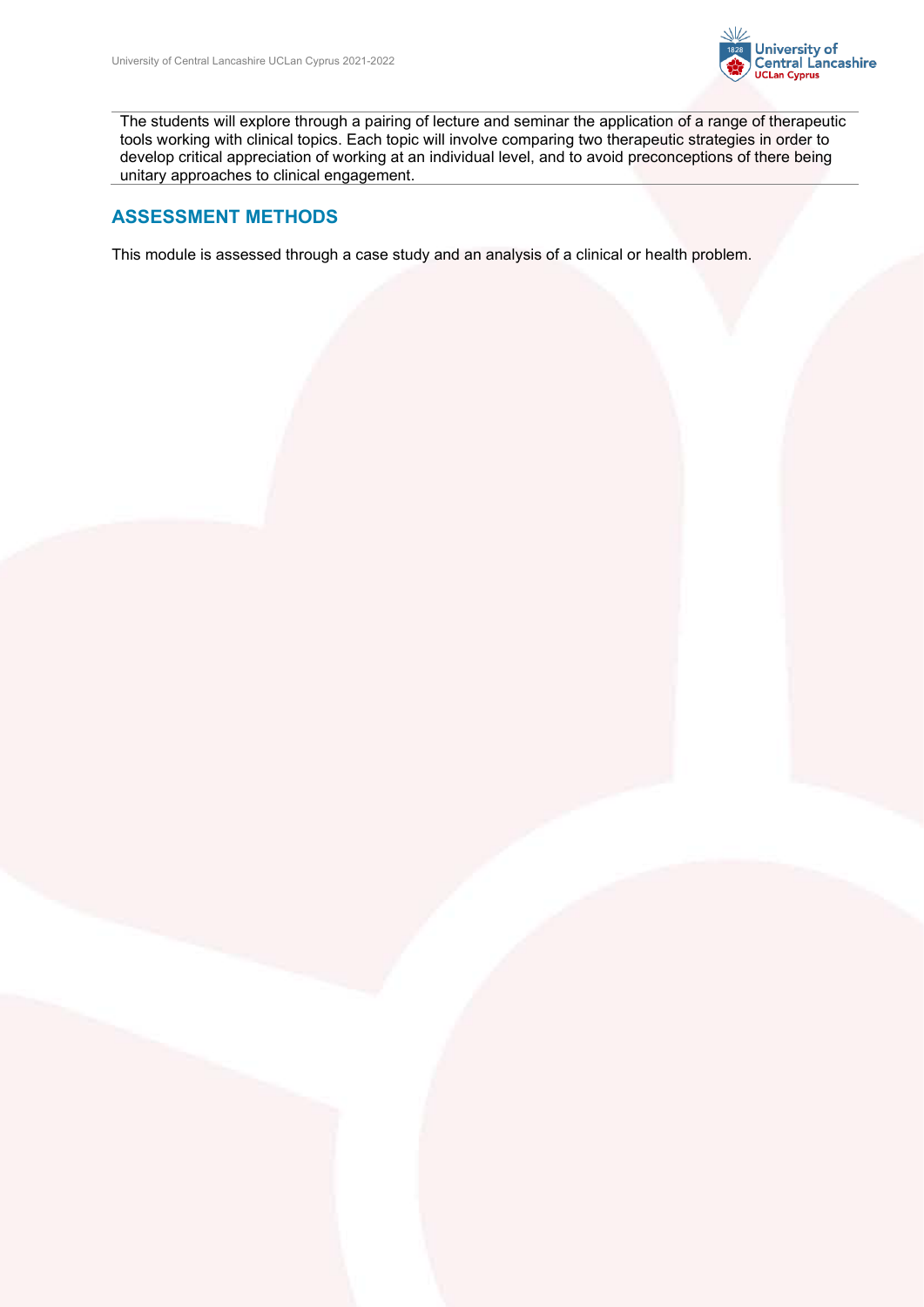The students will explore through a pairing of lecture and seminar the application of a range of therapeutic tools working with clinical topics. Each topic will involve comparing two therapeutic strategies in order to develop critical appreciation of working at an individual level, and to avoid preconceptions of there being unitary approaches to clinical engagement.

## ASSESSMENT METHODS

This module is assessed through a case study and an analysis of a clinical or health problem.